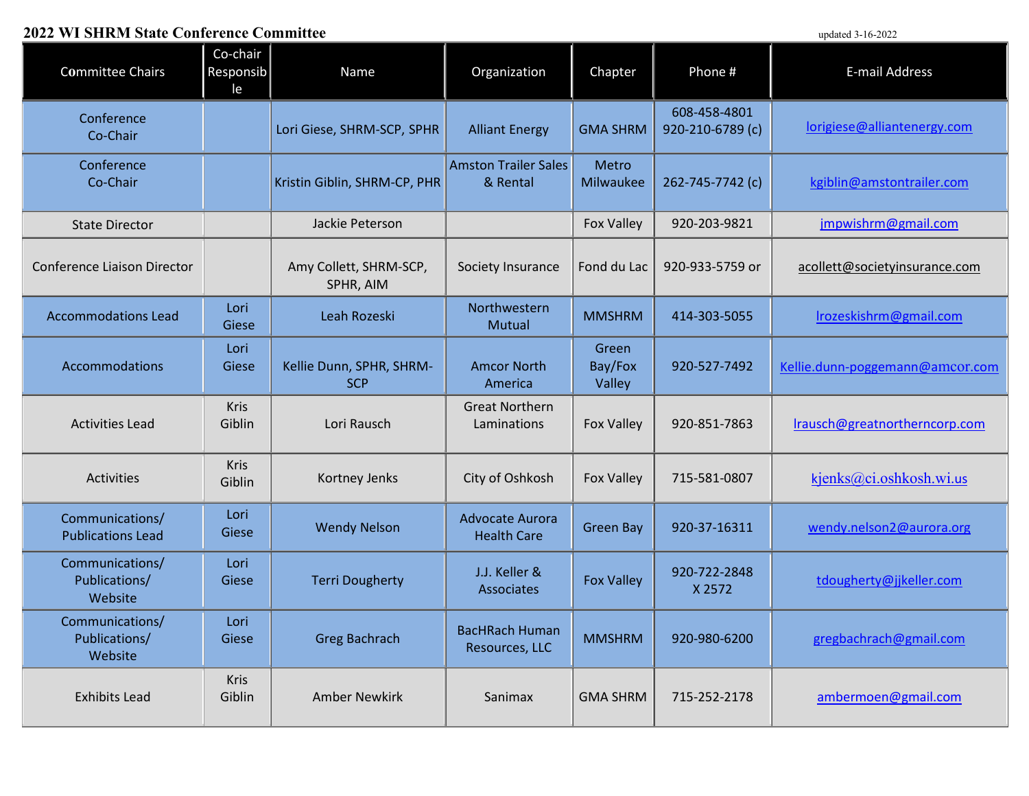# 2022 WI SHRM State Conference Committee

updated 3-16-2022

| Committee Chairs | Co-chair Responsible | Name | Organization | Chapter | Phone # | E-mail Address |
|---|---|---|---|---|---|---|
| Conference Co-Chair | | Lori Giese, SHRM-SCP, SPHR | Alliant Energy | GMA SHRM | 608-458-4801 920-210-6789 (c) | lorigiese@alliantenergy.com |
| Conference Co-Chair | | Kristin Giblin, SHRM-CP, PHR | Amston Trailer Sales & Rental | Metro Milwaukee | 262-745-7742 (c) | kgiblin@amstontrailer.com |
| State Director | | Jackie Peterson | | Fox Valley | 920-203-9821 | jmpwishrm@gmail.com |
| Conference Liaison Director | | Amy Collett, SHRM-SCP, SPHR, AIM | Society Insurance | Fond du Lac | 920-933-5759 or | acollett@societyinsurance.com |
| Accommodations Lead | Lori Giese | Leah Rozeski | Northwestern Mutual | MMSHRM | 414-303-5055 | lrozeskishrm@gmail.com |
| Accommodations | Lori Giese | Kellie Dunn, SPHR, SHRM-SCP | Amcor North America | Green Bay/Fox Valley | 920-527-7492 | Kellie.dunn-poggemann@amcor.com |
| Activities Lead | Kris Giblin | Lori Rausch | Great Northern Laminations | Fox Valley | 920-851-7863 | lrausch@greatnortherncorp.com |
| Activities | Kris Giblin | Kortney Jenks | City of Oshkosh | Fox Valley | 715-581-0807 | kjenks@ci.oshkosh.wi.us |
| Communications/ Publications Lead | Lori Giese | Wendy Nelson | Advocate Aurora Health Care | Green Bay | 920-37-16311 | wendy.nelson2@aurora.org |
| Communications/ Publications/ Website | Lori Giese | Terri Dougherty | J.J. Keller & Associates | Fox Valley | 920-722-2848 X 2572 | tdougherty@jjkeller.com |
| Communications/ Publications/ Website | Lori Giese | Greg Bachrach | BacHRach Human Resources, LLC | MMSHRM | 920-980-6200 | gregbachrach@gmail.com |
| Exhibits Lead | Kris Giblin | Amber Newkirk | Sanimax | GMA SHRM | 715-252-2178 | ambermoen@gmail.com |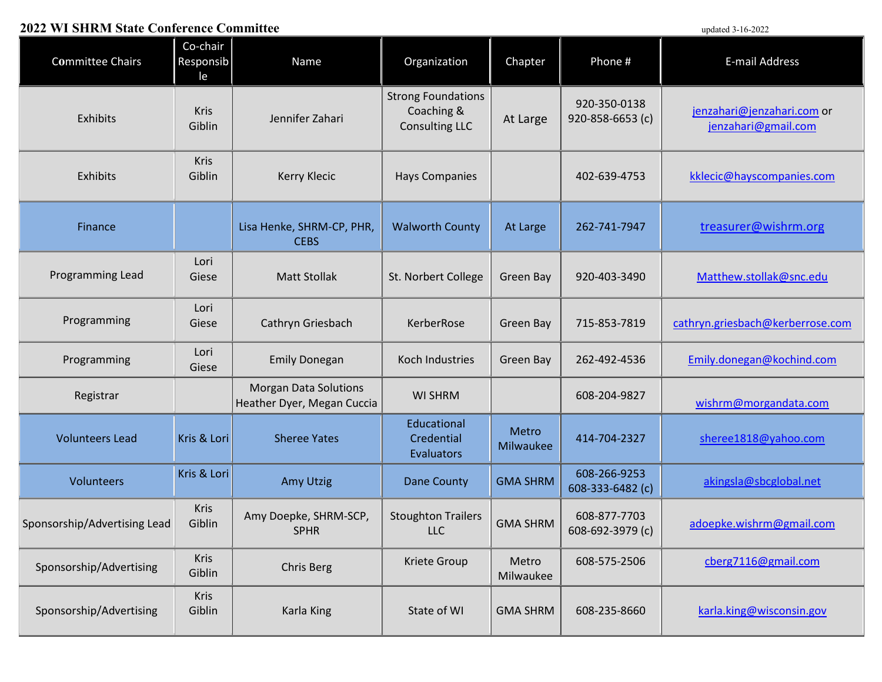**2022 WI SHRM State Conference Committee**

updated 3-16-2022

| Committee Chairs | Co-chair Responsible | Name | Organization | Chapter | Phone # | E-mail Address |
|---|---|---|---|---|---|---|
| Exhibits | Kris Giblin | Jennifer Zahari | Strong Foundations Coaching & Consulting LLC | At Large | 920-350-0138<br>920-858-6653 (c) | jenzahari@jenzahari.com or jenzahari@gmail.com |
| Exhibits | Kris Giblin | Kerry Klecic | Hays Companies | | 402-639-4753 | kklecic@hayscompanies.com |
| Finance | | Lisa Henke, SHRM-CP, PHR, CEBS | Walworth County | At Large | 262-741-7947 | treasurer@wishrm.org |
| Programming Lead | Lori Giese | Matt Stollak | St. Norbert College | Green Bay | 920-403-3490 | Matthew.stollak@snc.edu |
| Programming | Lori Giese | Cathryn Griesbach | KerberRose | Green Bay | 715-853-7819 | cathryn.griesbach@kerberrose.com |
| Programming | Lori Giese | Emily Donegan | Koch Industries | Green Bay | 262-492-4536 | Emily.donegan@kochind.com |
| Registrar | | Morgan Data Solutions Heather Dyer, Megan Cuccia | WI SHRM | | 608-204-9827 | wishrm@morgandata.com |
| Volunteers Lead | Kris & Lori | Sheree Yates | Educational Credential Evaluators | Metro Milwaukee | 414-704-2327 | sheree1818@yahoo.com |
| Volunteers | Kris & Lori | Amy Utzig | Dane County | GMA SHRM | 608-266-9253<br>608-333-6482 (c) | akingsla@sbcglobal.net |
| Sponsorship/Advertising Lead | Kris Giblin | Amy Doepke, SHRM-SCP, SPHR | Stoughton Trailers LLC | GMA SHRM | 608-877-7703<br>608-692-3979 (c) | adoepke.wishrm@gmail.com |
| Sponsorship/Advertising | Kris Giblin | Chris Berg | Kriete Group | Metro Milwaukee | 608-575-2506 | cberg7116@gmail.com |
| Sponsorship/Advertising | Kris Giblin | Karla King | State of WI | GMA SHRM | 608-235-8660 | karla.king@wisconsin.gov |